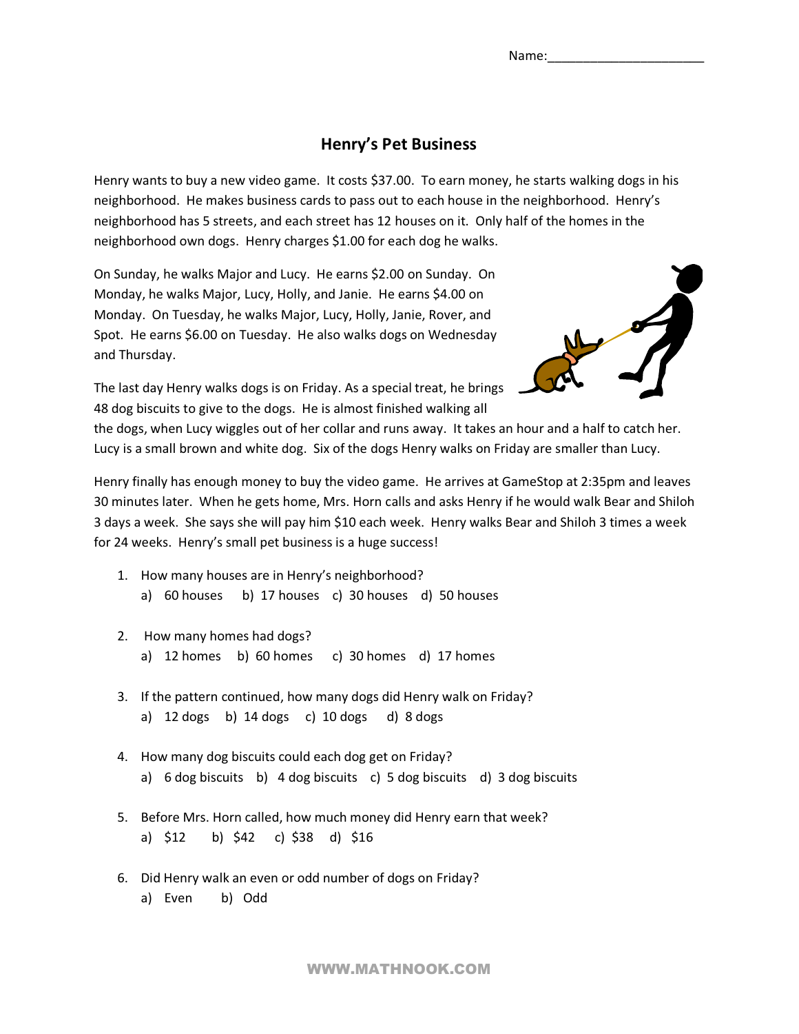Name:______________________

# Henry's Pet Business

Henry wants to buy a new video game. It costs $37.00. To earn money, he starts walking dogs in his neighborhood. He makes business cards to pass out to each house in the neighborhood. Henry's neighborhood has 5 streets, and each street has 12 houses on it. Only half of the homes in the neighborhood own dogs. Henry charges $1.00 for each dog he walks.

On Sunday, he walks Major and Lucy. He earns $2.00 on Sunday. On Monday, he walks Major, Lucy, Holly, and Janie. He earns $4.00 on Monday. On Tuesday, he walks Major, Lucy, Holly, Janie, Rover, and Spot. He earns $6.00 on Tuesday. He also walks dogs on Wednesday and Thursday.

The last day Henry walks dogs is on Friday. As a special treat, he brings 48 dog biscuits to give to the dogs. He is almost finished walking all the dogs, when Lucy wiggles out of her collar and runs away. It takes an hour and a half to catch her. Lucy is a small brown and white dog. Six of the dogs Henry walks on Friday are smaller than Lucy.

Henry finally has enough money to buy the video game. He arrives at GameStop at 2:35pm and leaves 30 minutes later. When he gets home, Mrs. Horn calls and asks Henry if he would walk Bear and Shiloh 3 days a week. She says she will pay him $10 each week. Henry walks Bear and Shiloh 3 times a week for 24 weeks. Henry's small pet business is a huge success!

1. How many houses are in Henry's neighborhood?
   a) 60 houses b) 17 houses c) 30 houses d) 50 houses

2. How many homes had dogs?
   a) 12 homes b) 60 homes c) 30 homes d) 17 homes

3. If the pattern continued, how many dogs did Henry walk on Friday?
   a) 12 dogs b) 14 dogs c) 10 dogs d) 8 dogs

4. How many dog biscuits could each dog get on Friday?
   a) 6 dog biscuits b) 4 dog biscuits c) 5 dog biscuits d) 3 dog biscuits

5. Before Mrs. Horn called, how much money did Henry earn that week?
   a) $12 b) $42 c) $38 d) $16

6. Did Henry walk an even or odd number of dogs on Friday?
   a) Even b) Odd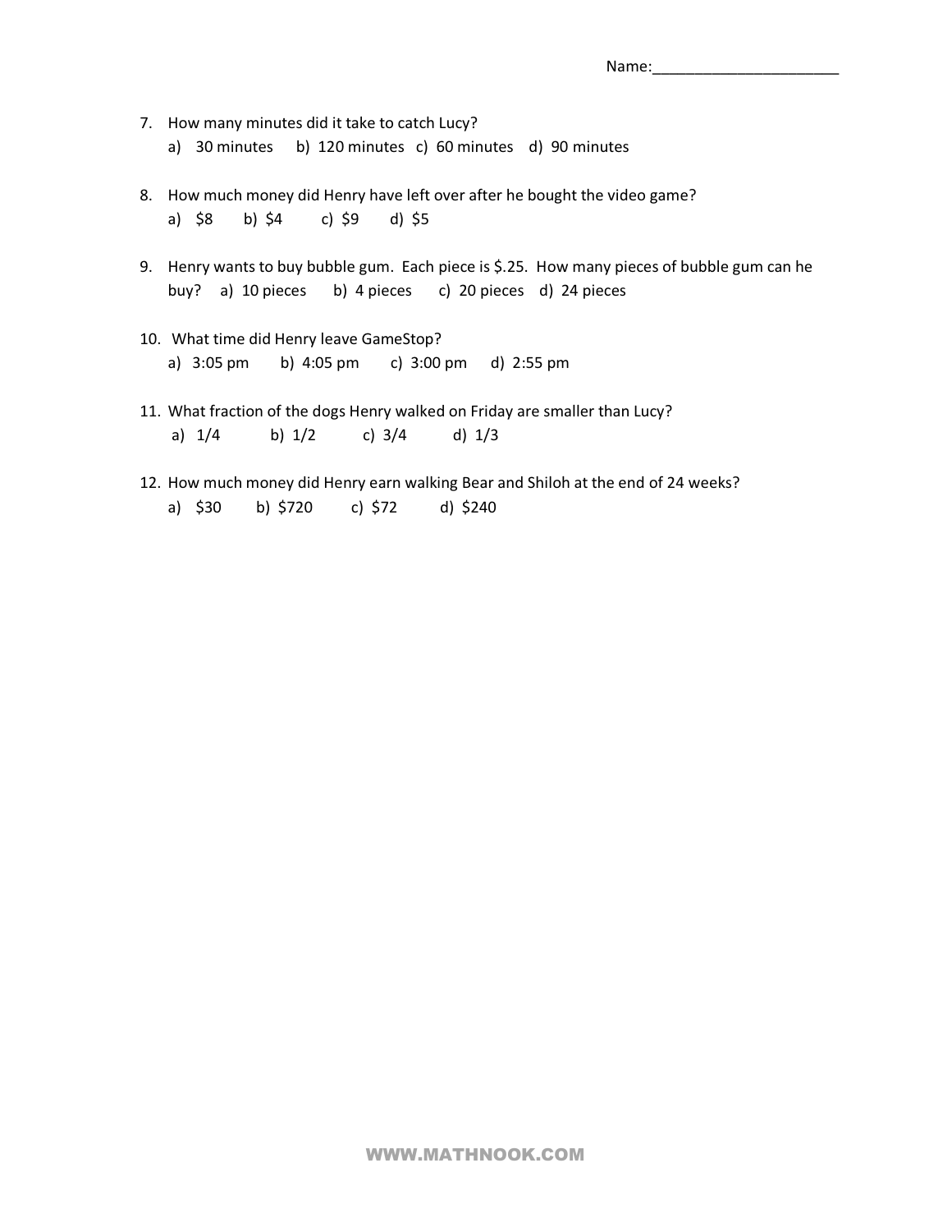Name:______________________

7. How many minutes did it take to catch Lucy?
   a) 30 minutes  b) 120 minutes  c) 60 minutes  d) 90 minutes

8. How much money did Henry have left over after he bought the video game?
   a) $8  b) $4  c) $9  d) $5

9. Henry wants to buy bubble gum. Each piece is $.25. How many pieces of bubble gum can he buy?  a) 10 pieces  b) 4 pieces  c) 20 pieces  d) 24 pieces

10. What time did Henry leave GameStop?
    a) 3:05 pm  b) 4:05 pm  c) 3:00 pm  d) 2:55 pm

11. What fraction of the dogs Henry walked on Friday are smaller than Lucy?
    a) 1/4  b) 1/2  c) 3/4  d) 1/3

12. How much money did Henry earn walking Bear and Shiloh at the end of 24 weeks?
    a) $30  b) $720  c) $72  d) $240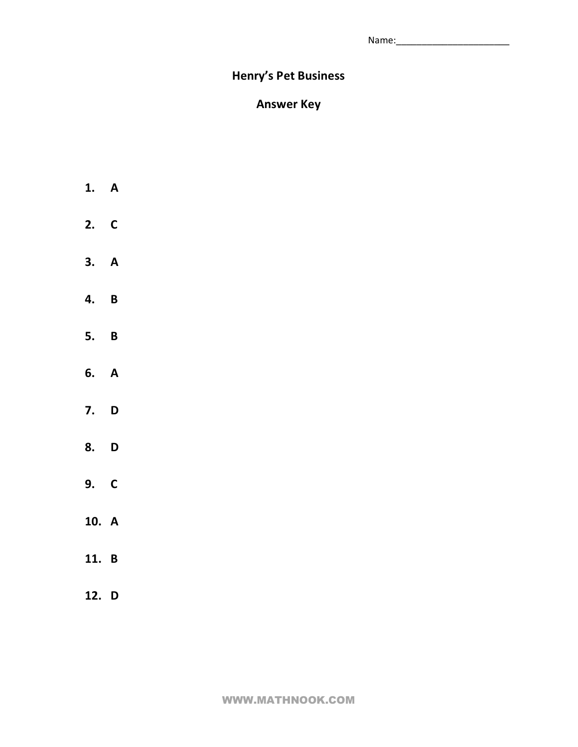Name:______________________

## Henry's Pet Business

## Answer Key

1. **A**
2. **C**
3. **A**
4. **B**
5. **B**
6. **A**
7. **D**
8. **D**
9. **C**
10. **A**
11. **B**
12. **D**

WWW.MATHNOOK.COM